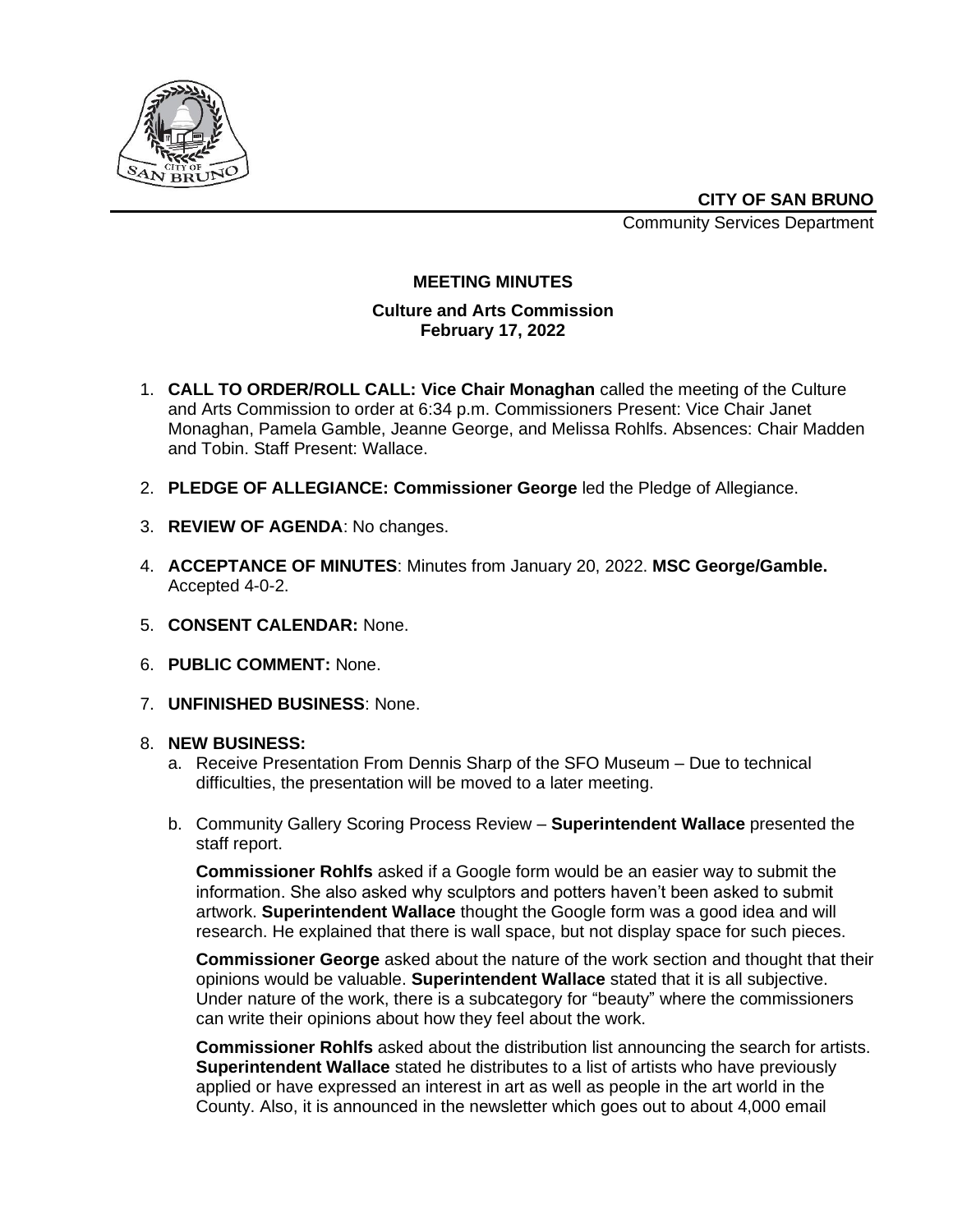**CITY OF SAN BRUNO**

Community Services Department

## MEETING MINUTES

### Culture and Arts Commission
### February 17, 2022

1. **CALL TO ORDER/ROLL CALL: Vice Chair Monaghan** called the meeting of the Culture and Arts Commission to order at 6:34 p.m. Commissioners Present: Vice Chair Janet Monaghan, Pamela Gamble, Jeanne George, and Melissa Rohlfs. Absences: Chair Madden and Tobin. Staff Present: Wallace.

2. **PLEDGE OF ALLEGIANCE: Commissioner George** led the Pledge of Allegiance.

3. **REVIEW OF AGENDA**: No changes.

4. **ACCEPTANCE OF MINUTES**: Minutes from January 20, 2022. **MSC George/Gamble.** Accepted 4-0-2.

5. **CONSENT CALENDAR:** None.

6. **PUBLIC COMMENT:** None.

7. **UNFINISHED BUSINESS**: None.

8. **NEW BUSINESS:**
   a. Receive Presentation From Dennis Sharp of the SFO Museum – Due to technical difficulties, the presentation will be moved to a later meeting.

   b. Community Gallery Scoring Process Review – **Superintendent Wallace** presented the staff report.

      **Commissioner Rohlfs** asked if a Google form would be an easier way to submit the information. She also asked why sculptors and potters haven't been asked to submit artwork. **Superintendent Wallace** thought the Google form was a good idea and will research. He explained that there is wall space, but not display space for such pieces.

      **Commissioner George** asked about the nature of the work section and thought that their opinions would be valuable. **Superintendent Wallace** stated that it is all subjective. Under nature of the work, there is a subcategory for "beauty" where the commissioners can write their opinions about how they feel about the work.

      **Commissioner Rohlfs** asked about the distribution list announcing the search for artists. **Superintendent Wallace** stated he distributes to a list of artists who have previously applied or have expressed an interest in art as well as people in the art world in the County. Also, it is announced in the newsletter which goes out to about 4,000 email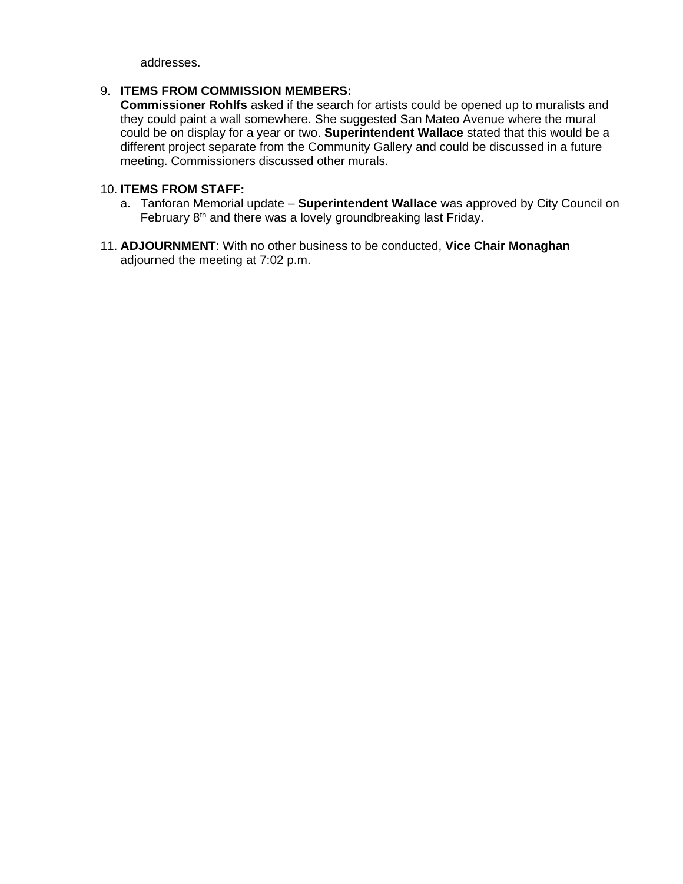addresses.

9. **ITEMS FROM COMMISSION MEMBERS:**
   **Commissioner Rohlfs** asked if the search for artists could be opened up to muralists and they could paint a wall somewhere. She suggested San Mateo Avenue where the mural could be on display for a year or two. **Superintendent Wallace** stated that this would be a different project separate from the Community Gallery and could be discussed in a future meeting. Commissioners discussed other murals.

10. **ITEMS FROM STAFF:**
    a. Tanforan Memorial update – **Superintendent Wallace** was approved by City Council on February 8th and there was a lovely groundbreaking last Friday.

11. **ADJOURNMENT**: With no other business to be conducted, **Vice Chair Monaghan** adjourned the meeting at 7:02 p.m.